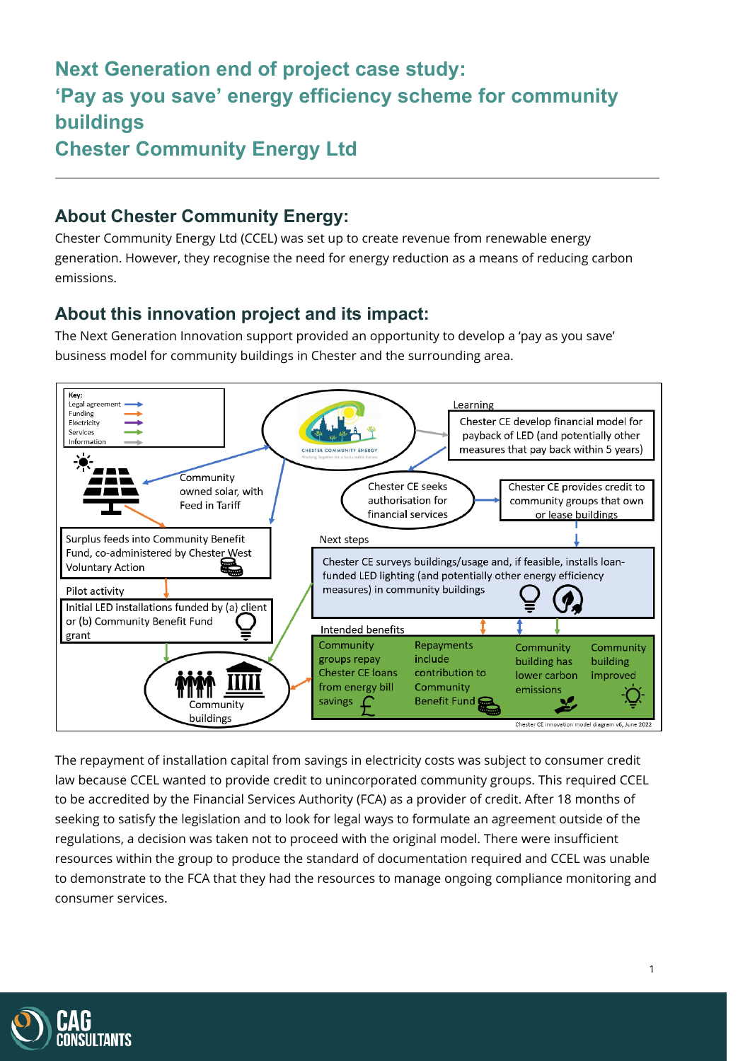# Next Generation end of project case study: 'Pay as you save' energy efficiency scheme for community buildings
# Chester Community Energy Ltd

## About Chester Community Energy:

Chester Community Energy Ltd (CCEL) was set up to create revenue from renewable energy generation. However, they recognise the need for energy reduction as a means of reducing carbon emissions.

## About this innovation project and its impact:

The Next Generation Innovation support provided an opportunity to develop a 'pay as you save' business model for community buildings in Chester and the surrounding area.

Key: Legal agreement, Funding, Electricity, Services, Information

Community owned solar, with Feed in Tariff

Surplus feeds into Community Benefit Fund, co-administered by Chester West Voluntary Action

Pilot activity

Initial LED installations funded by (a) client or (b) Community Benefit Fund grant

Community buildings

Learning

Chester CE develop financial model for payback of LED (and potentially other measures that pay back within 5 years)

Chester CE seeks authorisation for financial services

Chester CE provides credit to community groups that own or lease buildings

Next steps

Chester CE surveys buildings/usage and, if feasible, installs loan-funded LED lighting (and potentially other energy efficiency measures) in community buildings

Intended benefits

Community groups repay Chester CE loans from energy bill savings

Repayments include contribution to Community Benefit Fund

Community building has lower carbon emissions

Community building improved

Chester CE innovation model diagram v6, June 2022

The repayment of installation capital from savings in electricity costs was subject to consumer credit law because CCEL wanted to provide credit to unincorporated community groups. This required CCEL to be accredited by the Financial Services Authority (FCA) as a provider of credit. After 18 months of seeking to satisfy the legislation and to look for legal ways to formulate an agreement outside of the regulations, a decision was taken not to proceed with the original model. There were insufficient resources within the group to produce the standard of documentation required and CCEL was unable to demonstrate to the FCA that they had the resources to manage ongoing compliance monitoring and consumer services.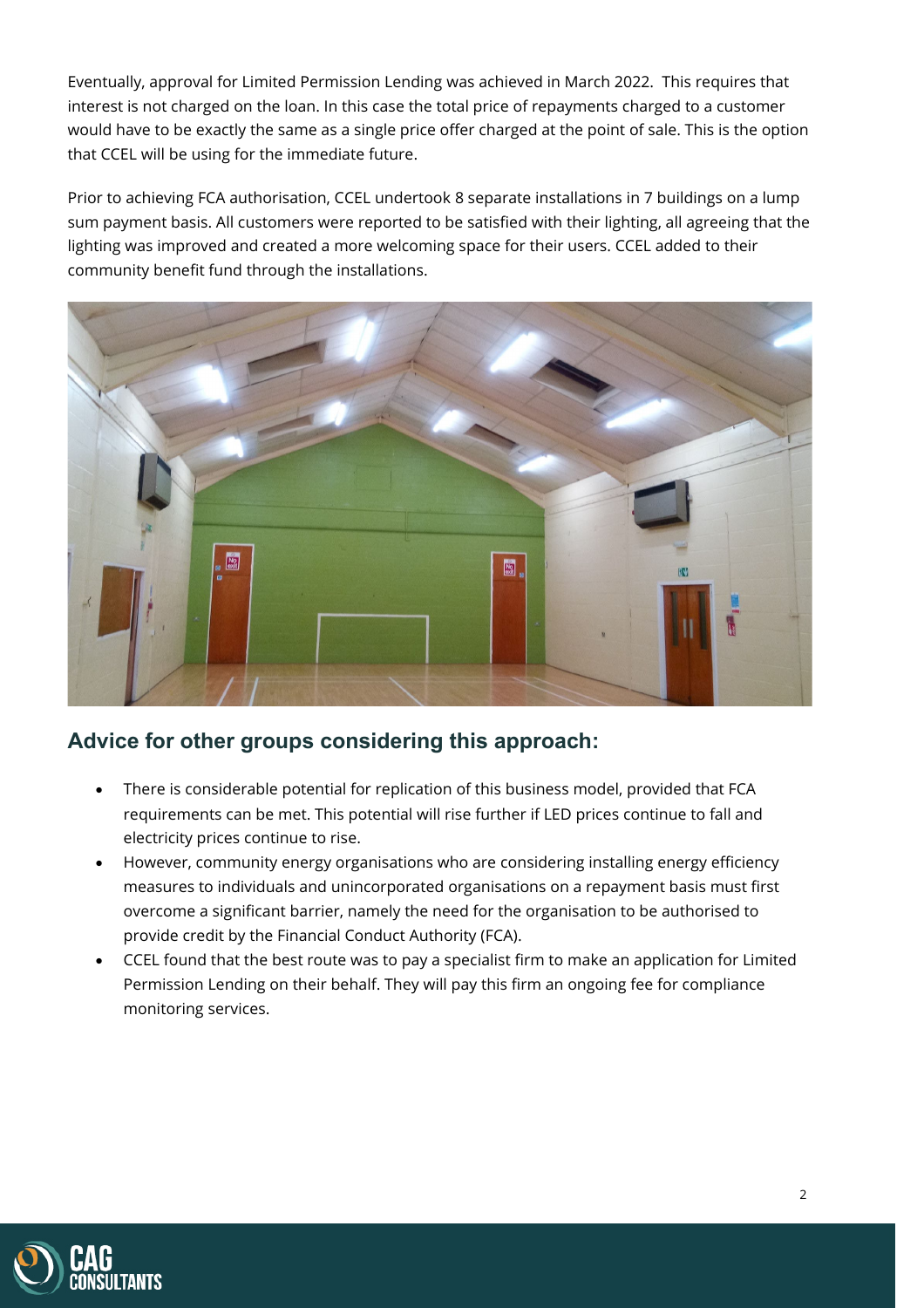Eventually, approval for Limited Permission Lending was achieved in March 2022. This requires that interest is not charged on the loan. In this case the total price of repayments charged to a customer would have to be exactly the same as a single price offer charged at the point of sale. This is the option that CCEL will be using for the immediate future.

Prior to achieving FCA authorisation, CCEL undertook 8 separate installations in 7 buildings on a lump sum payment basis. All customers were reported to be satisfied with their lighting, all agreeing that the lighting was improved and created a more welcoming space for their users. CCEL added to their community benefit fund through the installations.

## Advice for other groups considering this approach:

- There is considerable potential for replication of this business model, provided that FCA requirements can be met. This potential will rise further if LED prices continue to fall and electricity prices continue to rise.
- However, community energy organisations who are considering installing energy efficiency measures to individuals and unincorporated organisations on a repayment basis must first overcome a significant barrier, namely the need for the organisation to be authorised to provide credit by the Financial Conduct Authority (FCA).
- CCEL found that the best route was to pay a specialist firm to make an application for Limited Permission Lending on their behalf. They will pay this firm an ongoing fee for compliance monitoring services.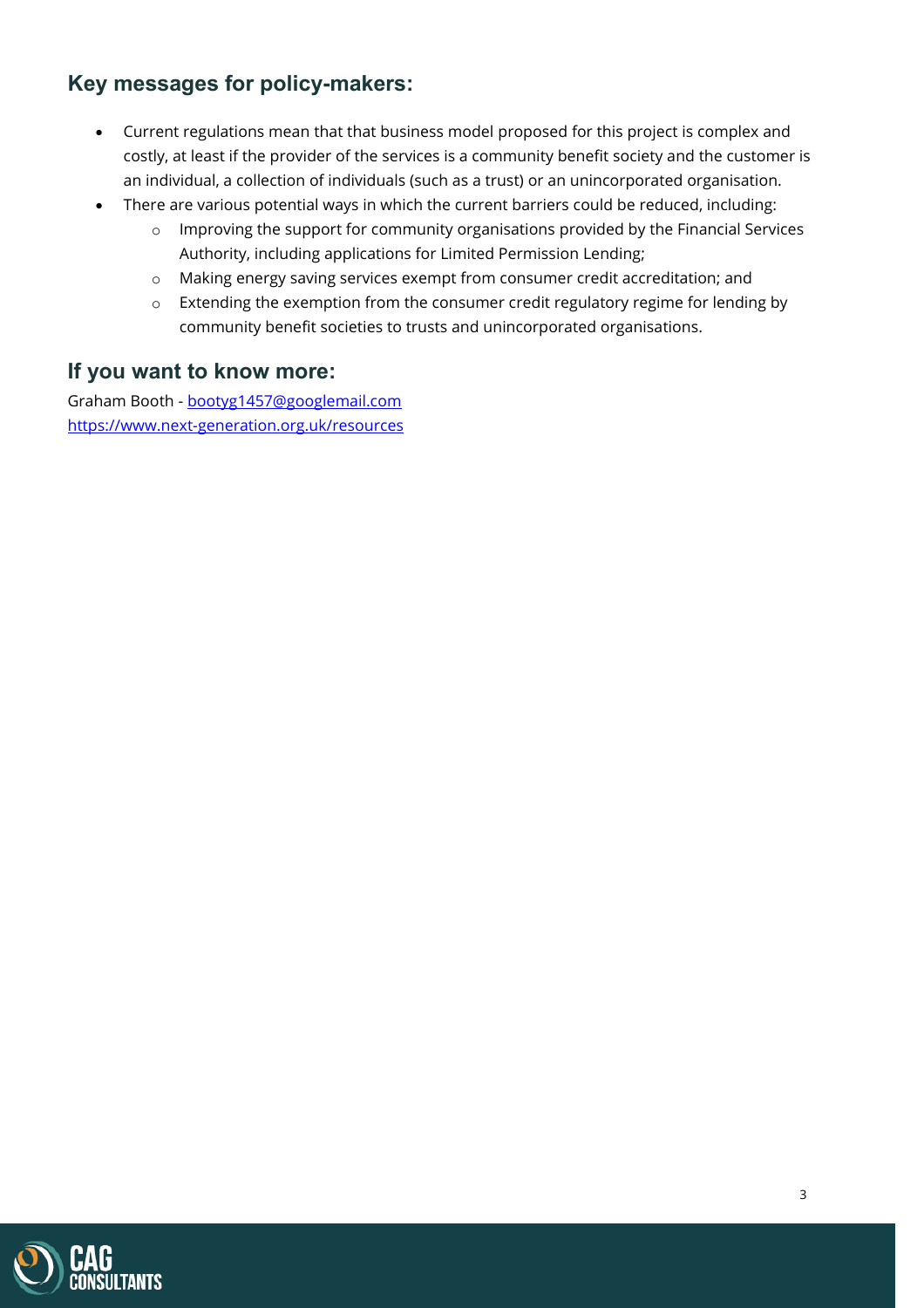## Key messages for policy-makers:

- Current regulations mean that that business model proposed for this project is complex and costly, at least if the provider of the services is a community benefit society and the customer is an individual, a collection of individuals (such as a trust) or an unincorporated organisation.
- There are various potential ways in which the current barriers could be reduced, including:
    - Improving the support for community organisations provided by the Financial Services Authority, including applications for Limited Permission Lending;
    - Making energy saving services exempt from consumer credit accreditation; and
    - Extending the exemption from the consumer credit regulatory regime for lending by community benefit societies to trusts and unincorporated organisations.

## If you want to know more:

Graham Booth - [bootyg1457@googlemail.com](mailto:bootyg1457@googlemail.com)
[https://www.next-generation.org.uk/resources](https://www.next-generation.org.uk/resources)